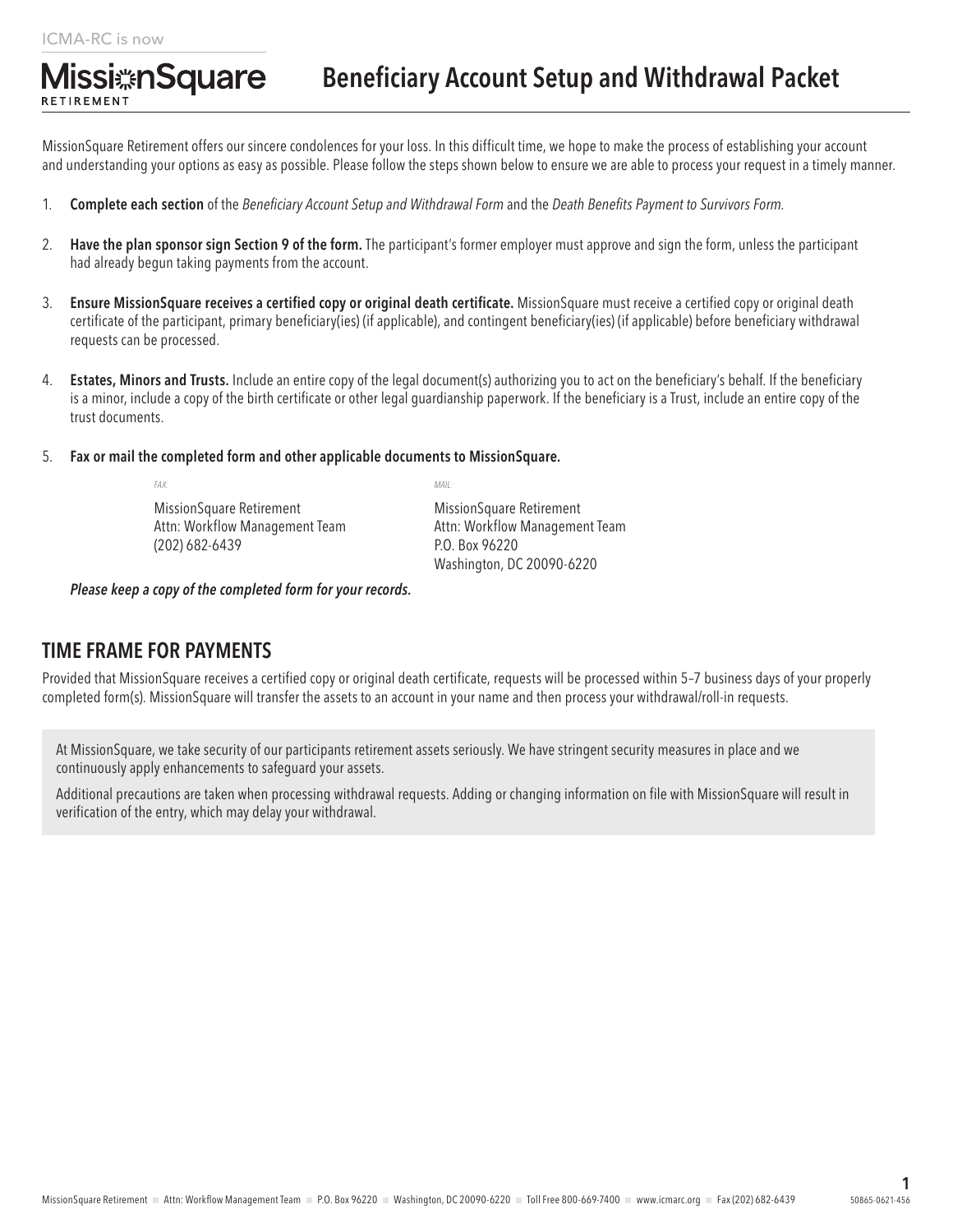ICMA-RC is now

MissionSquare RETIREMENT

# Beneficiary Account Setup and Withdrawal Packet

MissionSquare Retirement offers our sincere condolences for your loss. In this difficult time, we hope to make the process of establishing your account and understanding your options as easy as possible. Please follow the steps shown below to ensure we are able to process your request in a timely manner.

1. **Complete each section** of the *Beneficiary Account Setup and Withdrawal Form* and the *Death Benefits Payment to Survivors Form*.

2. **Have the plan sponsor sign Section 9 of the form.** The participant's former employer must approve and sign the form, unless the participant had already begun taking payments from the account.

3. **Ensure MissionSquare receives a certified copy or original death certificate.** MissionSquare must receive a certified copy or original death certificate of the participant, primary beneficiary(ies) (if applicable), and contingent beneficiary(ies) (if applicable) before beneficiary withdrawal requests can be processed.

4. **Estates, Minors and Trusts.** Include an entire copy of the legal document(s) authorizing you to act on the beneficiary's behalf. If the beneficiary is a minor, include a copy of the birth certificate or other legal guardianship paperwork. If the beneficiary is a Trust, include an entire copy of the trust documents.

5. **Fax or mail the completed form and other applicable documents to MissionSquare.**

   *FAX:*
   MissionSquare Retirement
   Attn: Workflow Management Team
   (202) 682-6439

   *MAIL:*
   MissionSquare Retirement
   Attn: Workflow Management Team
   P.O. Box 96220
   Washington, DC 20090-6220

   ***Please keep a copy of the completed form for your records.***

## TIME FRAME FOR PAYMENTS

Provided that MissionSquare receives a certified copy or original death certificate, requests will be processed within 5–7 business days of your properly completed form(s). MissionSquare will transfer the assets to an account in your name and then process your withdrawal/roll-in requests.

At MissionSquare, we take security of our participants retirement assets seriously. We have stringent security measures in place and we continuously apply enhancements to safeguard your assets.

Additional precautions are taken when processing withdrawal requests. Adding or changing information on file with MissionSquare will result in verification of the entry, which may delay your withdrawal.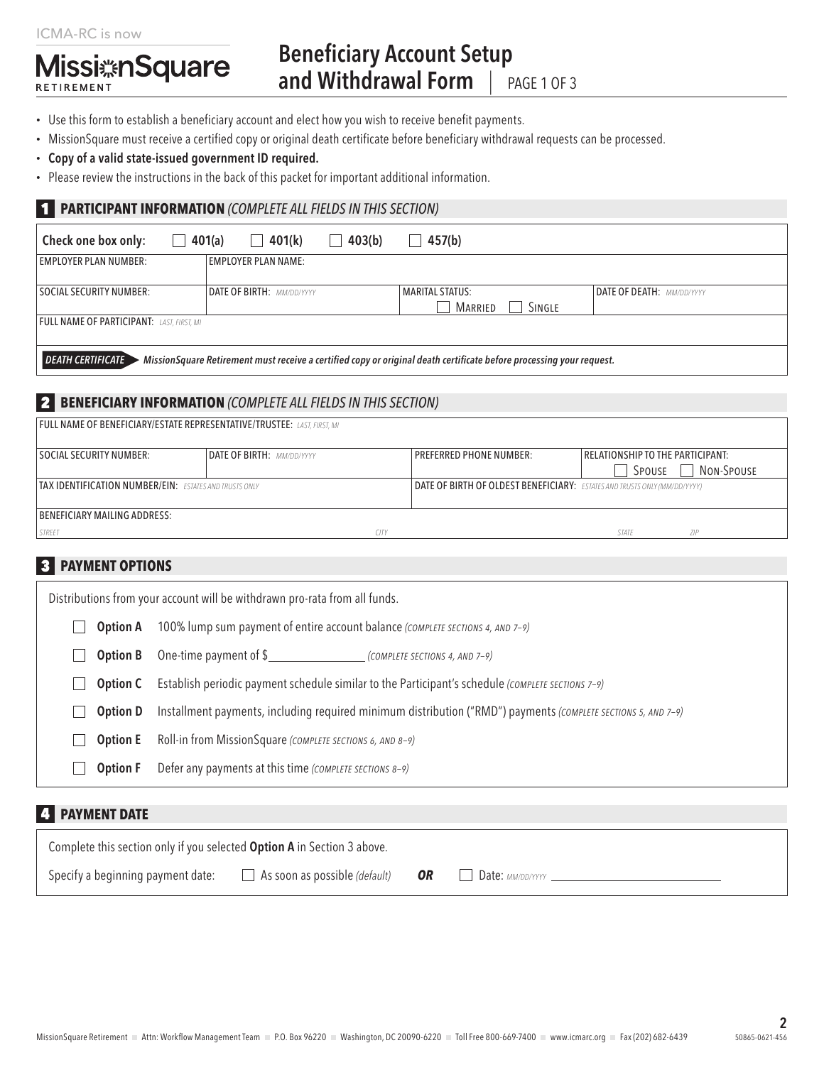ICMA-RC is now

MissionSquare RETIREMENT

# Beneficiary Account Setup and Withdrawal Form | PAGE 1 OF 3

- Use this form to establish a beneficiary account and elect how you wish to receive benefit payments.
- MissionSquare must receive a certified copy or original death certificate before beneficiary withdrawal requests can be processed.
- **Copy of a valid state-issued government ID required.**
- Please review the instructions in the back of this packet for important additional information.

## 1 PARTICIPANT INFORMATION *(COMPLETE ALL FIELDS IN THIS SECTION)*

**Check one box only:** ☐ 401(a) ☐ 401(k) ☐ 403(b) ☐ 457(b)

| EMPLOYER PLAN NUMBER: | EMPLOYER PLAN NAME: | | |
|---|---|---|---|
| SOCIAL SECURITY NUMBER: | DATE OF BIRTH: *MM/DD/YYYY* | MARITAL STATUS: ☐ Married ☐ Single | DATE OF DEATH: *MM/DD/YYYY* |
| FULL NAME OF PARTICIPANT: *LAST, FIRST, MI* | | | |

***DEATH CERTIFICATE*** *MissionSquare Retirement must receive a certified copy or original death certificate before processing your request.*

## 2 BENEFICIARY INFORMATION *(COMPLETE ALL FIELDS IN THIS SECTION)*

| FULL NAME OF BENEFICIARY/ESTATE REPRESENTATIVE/TRUSTEE: *LAST, FIRST, MI* | | | |
|---|---|---|---|
| SOCIAL SECURITY NUMBER: | DATE OF BIRTH: *MM/DD/YYYY* | PREFERRED PHONE NUMBER: | RELATIONSHIP TO THE PARTICIPANT: ☐ Spouse ☐ Non-Spouse |
| TAX IDENTIFICATION NUMBER/EIN: *ESTATES AND TRUSTS ONLY* | | DATE OF BIRTH OF OLDEST BENEFICIARY: *ESTATES AND TRUSTS ONLY (MM/DD/YYYY)* | |
| BENEFICIARY MAILING ADDRESS: *STREET* | *CITY* | *STATE* | *ZIP* |

## 3 PAYMENT OPTIONS

Distributions from your account will be withdrawn pro-rata from all funds.

- ☐ **Option A** 100% lump sum payment of entire account balance *(COMPLETE SECTIONS 4, AND 7–9)*
- ☐ **Option B** One-time payment of $\_\_\_\_\_\_\_\_\_\_\_\_ *(COMPLETE SECTIONS 4, AND 7–9)*
- ☐ **Option C** Establish periodic payment schedule similar to the Participant's schedule *(COMPLETE SECTIONS 7–9)*
- ☐ **Option D** Installment payments, including required minimum distribution ("RMD") payments *(COMPLETE SECTIONS 5, AND 7–9)*
- ☐ **Option E** Roll-in from MissionSquare *(COMPLETE SECTIONS 6, AND 8–9)*
- ☐ **Option F** Defer any payments at this time *(COMPLETE SECTIONS 8–9)*

## 4 PAYMENT DATE

Complete this section only if you selected **Option A** in Section 3 above.

Specify a beginning payment date: ☐ As soon as possible *(default)* ***OR*** ☐ Date: *MM/DD/YYYY* \_\_\_\_\_\_\_\_\_\_\_\_\_\_\_\_\_\_\_\_

MissionSquare Retirement ■ Attn: Workflow Management Team ■ P.O. Box 96220 ■ Washington, DC 20090-6220 ■ Toll Free 800-669-7400 ■ www.icmarc.org ■ Fax (202) 682-6439 50865-0621-456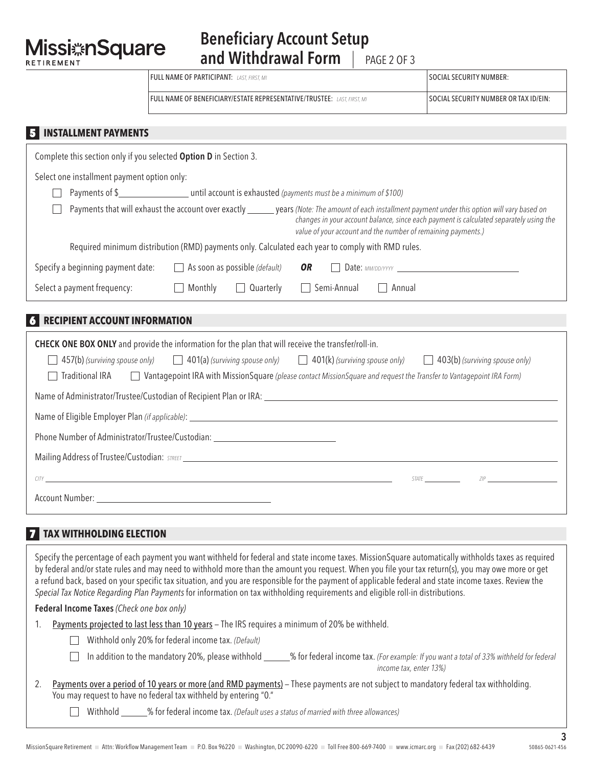# Beneficiary Account Setup and Withdrawal Form | PAGE 2 OF 3

| FULL NAME OF PARTICIPANT: *LAST, FIRST, MI* | SOCIAL SECURITY NUMBER: |
|---|---|
| FULL NAME OF BENEFICIARY/ESTATE REPRESENTATIVE/TRUSTEE: *LAST, FIRST, MI* | SOCIAL SECURITY NUMBER OR TAX ID/EIN: |

## 5 INSTALLMENT PAYMENTS

Complete this section only if you selected **Option D** in Section 3.

Select one installment payment option only:

- ☐ Payments of $________________ until account is exhausted *(payments must be a minimum of $100)*
- ☐ Payments that will exhaust the account over exactly ______ years *(Note: The amount of each installment payment under this option will vary based on changes in your account balance, since each payment is calculated separately using the value of your account and the number of remaining payments.)*

Required minimum distribution (RMD) payments only. Calculated each year to comply with RMD rules.

Specify a beginning payment date: ☐ As soon as possible *(default)* **OR** ☐ Date: *MM/DD/YYYY* ____________________

Select a payment frequency: ☐ Monthly ☐ Quarterly ☐ Semi-Annual ☐ Annual

## 6 RECIPIENT ACCOUNT INFORMATION

**CHECK ONE BOX ONLY** and provide the information for the plan that will receive the transfer/roll-in.

☐ 457(b) *(surviving spouse only)* ☐ 401(a) *(surviving spouse only)* ☐ 401(k) *(surviving spouse only)* ☐ 403(b) *(surviving spouse only)*

☐ Traditional IRA ☐ Vantagepoint IRA with MissionSquare *(please contact MissionSquare and request the Transfer to Vantagepoint IRA Form)*

Name of Administrator/Trustee/Custodian of Recipient Plan or IRA: ____________________

Name of Eligible Employer Plan *(if applicable)*: ____________________

Phone Number of Administrator/Trustee/Custodian: ____________________

Mailing Address of Trustee/Custodian: *STREET* ____________________

*CITY* ____________________ *STATE* ________ *ZIP* ____________

Account Number: ____________________

## 7 TAX WITHHOLDING ELECTION

Specify the percentage of each payment you want withheld for federal and state income taxes. MissionSquare automatically withholds taxes as required by federal and/or state rules and may need to withhold more than the amount you request. When you file your tax return(s), you may owe more or get a refund back, based on your specific tax situation, and you are responsible for the payment of applicable federal and state income taxes. Review the *Special Tax Notice Regarding Plan Payments* for information on tax withholding requirements and eligible roll-in distributions.

**Federal Income Taxes** *(Check one box only)*

1. Payments projected to last less than 10 years – The IRS requires a minimum of 20% be withheld.
   - ☐ Withhold only 20% for federal income tax. *(Default)*
   - ☐ In addition to the mandatory 20%, please withhold ______% for federal income tax. *(For example: If you want a total of 33% withheld for federal income tax, enter 13%)*
2. Payments over a period of 10 years or more (and RMD payments) – These payments are not subject to mandatory federal tax withholding. You may request to have no federal tax withheld by entering "0."
   - ☐ Withhold ______% for federal income tax. *(Default uses a status of married with three allowances)*

MissionSquare Retirement ■ Attn: Workflow Management Team ■ P.O. Box 96220 ■ Washington, DC 20090-6220 ■ Toll Free 800-669-7400 ■ www.icmarc.org ■ Fax (202) 682-6439 50865-0621-456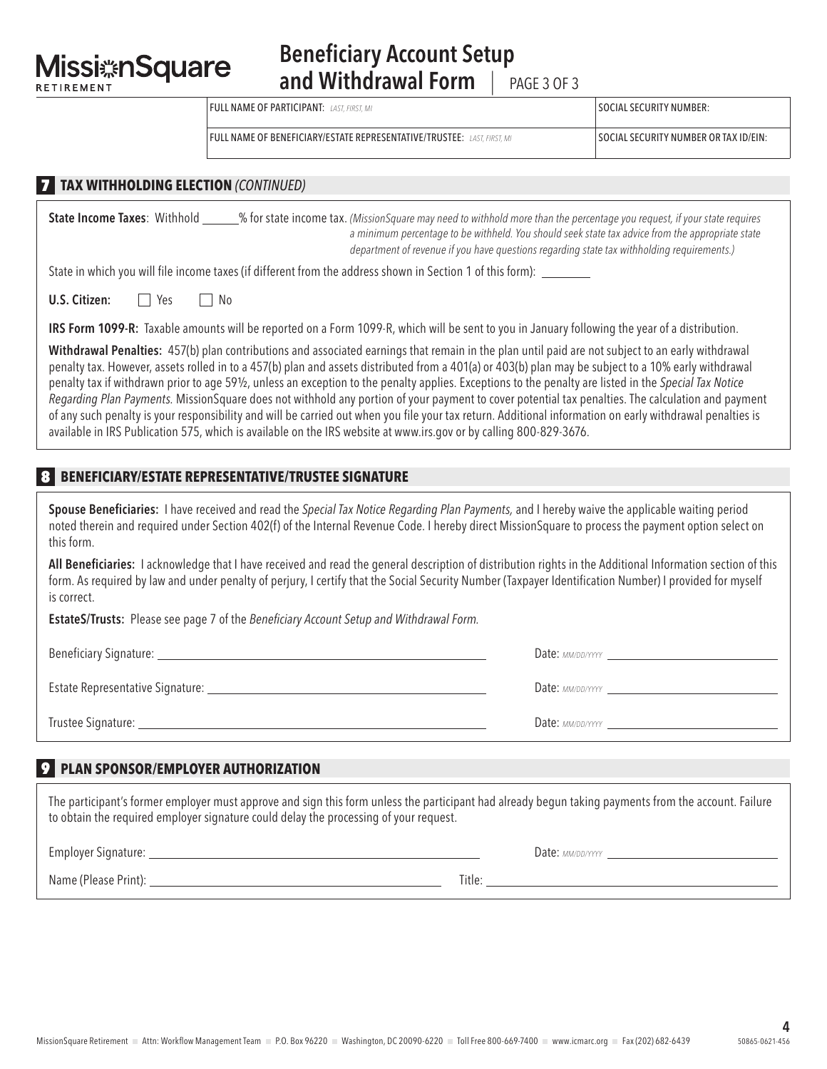# Beneficiary Account Setup and Withdrawal Form

| FULL NAME OF PARTICIPANT: *LAST, FIRST, MI* | SOCIAL SECURITY NUMBER: |
| --- | --- |
| FULL NAME OF BENEFICIARY/ESTATE REPRESENTATIVE/TRUSTEE: *LAST, FIRST, MI* | SOCIAL SECURITY NUMBER OR TAX ID/EIN: |

## 7 TAX WITHHOLDING ELECTION *(CONTINUED)*

**State Income Taxes**: Withhold ______% for state income tax. *(MissionSquare may need to withhold more than the percentage you request, if your state requires a minimum percentage to be withheld. You should seek state tax advice from the appropriate state department of revenue if you have questions regarding state tax withholding requirements.)*

State in which you will file income taxes (if different from the address shown in Section 1 of this form): ________

**U.S. Citizen:** ☐ Yes ☐ No

**IRS Form 1099-R:** Taxable amounts will be reported on a Form 1099-R, which will be sent to you in January following the year of a distribution.

**Withdrawal Penalties:** 457(b) plan contributions and associated earnings that remain in the plan until paid are not subject to an early withdrawal penalty tax. However, assets rolled in to a 457(b) plan and assets distributed from a 401(a) or 403(b) plan may be subject to a 10% early withdrawal penalty tax if withdrawn prior to age 59½, unless an exception to the penalty applies. Exceptions to the penalty are listed in the *Special Tax Notice Regarding Plan Payments.* MissionSquare does not withhold any portion of your payment to cover potential tax penalties. The calculation and payment of any such penalty is your responsibility and will be carried out when you file your tax return. Additional information on early withdrawal penalties is available in IRS Publication 575, which is available on the IRS website at www.irs.gov or by calling 800-829-3676.

## 8 BENEFICIARY/ESTATE REPRESENTATIVE/TRUSTEE SIGNATURE

**Spouse Beneficiaries:** I have received and read the *Special Tax Notice Regarding Plan Payments,* and I hereby waive the applicable waiting period noted therein and required under Section 402(f) of the Internal Revenue Code. I hereby direct MissionSquare to process the payment option select on this form.

**All Beneficiaries:** I acknowledge that I have received and read the general description of distribution rights in the Additional Information section of this form. As required by law and under penalty of perjury, I certify that the Social Security Number (Taxpayer Identification Number) I provided for myself is correct.

**EstateS/Trusts:** Please see page 7 of the *Beneficiary Account Setup and Withdrawal Form.*

Beneficiary Signature: ______________________ Date: *MM/DD/YYYY* ______________

Estate Representative Signature: ______________________ Date: *MM/DD/YYYY* ______________

Trustee Signature: ______________________ Date: *MM/DD/YYYY* ______________

## 9 PLAN SPONSOR/EMPLOYER AUTHORIZATION

The participant's former employer must approve and sign this form unless the participant had already begun taking payments from the account. Failure to obtain the required employer signature could delay the processing of your request.

Employer Signature: ______________________ Date: *MM/DD/YYYY* ______________

Name (Please Print): ______________________ Title: ______________________

MissionSquare Retirement ■ Attn: Workflow Management Team ■ P.O. Box 96220 ■ Washington, DC 20090-6220 ■ Toll Free 800-669-7400 ■ www.icmarc.org ■ Fax (202) 682-6439 50865-0621-456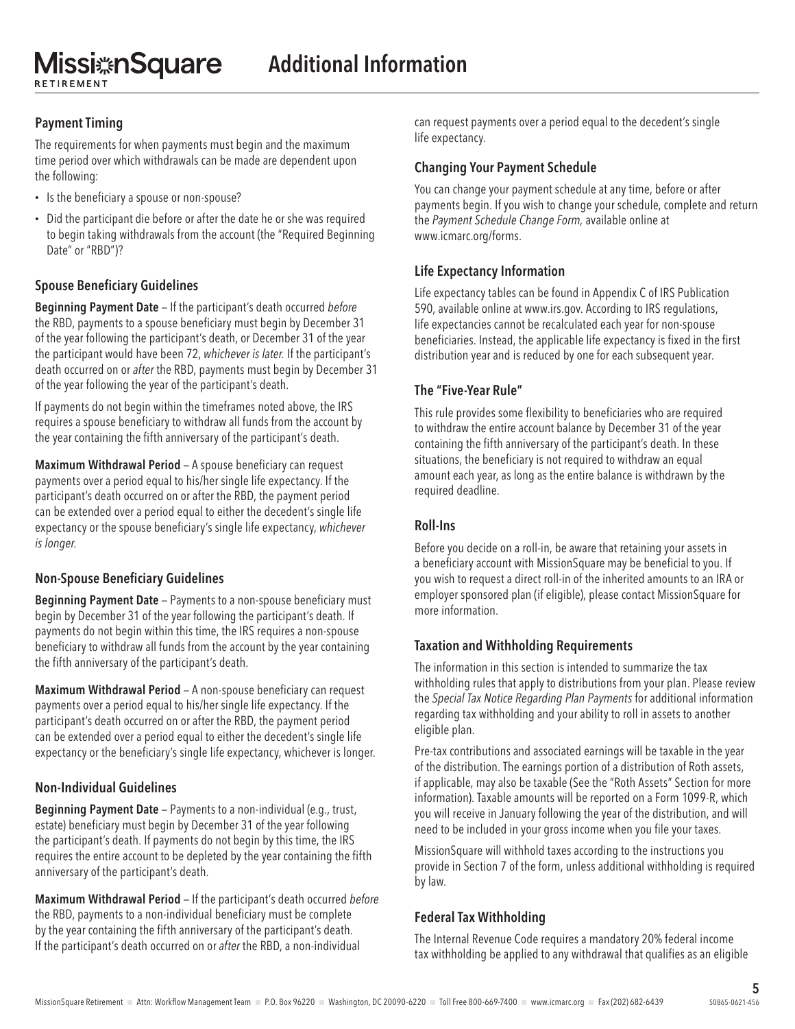# Additional Information

### Payment Timing

The requirements for when payments must begin and the maximum time period over which withdrawals can be made are dependent upon the following:

- Is the beneficiary a spouse or non-spouse?
- Did the participant die before or after the date he or she was required to begin taking withdrawals from the account (the "Required Beginning Date" or "RBD")?

### Spouse Beneficiary Guidelines

**Beginning Payment Date** – If the participant's death occurred *before* the RBD, payments to a spouse beneficiary must begin by December 31 of the year following the participant's death, or December 31 of the year the participant would have been 72, *whichever is later.* If the participant's death occurred on or *after* the RBD, payments must begin by December 31 of the year following the year of the participant's death.

If payments do not begin within the timeframes noted above, the IRS requires a spouse beneficiary to withdraw all funds from the account by the year containing the fifth anniversary of the participant's death.

**Maximum Withdrawal Period** – A spouse beneficiary can request payments over a period equal to his/her single life expectancy. If the participant's death occurred on or after the RBD, the payment period can be extended over a period equal to either the decedent's single life expectancy or the spouse beneficiary's single life expectancy, *whichever is longer.*

### Non-Spouse Beneficiary Guidelines

**Beginning Payment Date** – Payments to a non-spouse beneficiary must begin by December 31 of the year following the participant's death. If payments do not begin within this time, the IRS requires a non-spouse beneficiary to withdraw all funds from the account by the year containing the fifth anniversary of the participant's death.

**Maximum Withdrawal Period** – A non-spouse beneficiary can request payments over a period equal to his/her single life expectancy. If the participant's death occurred on or after the RBD, the payment period can be extended over a period equal to either the decedent's single life expectancy or the beneficiary's single life expectancy, whichever is longer.

### Non-Individual Guidelines

**Beginning Payment Date** – Payments to a non-individual (e.g., trust, estate) beneficiary must begin by December 31 of the year following the participant's death. If payments do not begin by this time, the IRS requires the entire account to be depleted by the year containing the fifth anniversary of the participant's death.

**Maximum Withdrawal Period** – If the participant's death occurred *before* the RBD, payments to a non-individual beneficiary must be complete by the year containing the fifth anniversary of the participant's death. If the participant's death occurred on or *after* the RBD, a non-individual can request payments over a period equal to the decedent's single life expectancy.

### Changing Your Payment Schedule

You can change your payment schedule at any time, before or after payments begin. If you wish to change your schedule, complete and return the *Payment Schedule Change Form,* available online at www.icmarc.org/forms.

### Life Expectancy Information

Life expectancy tables can be found in Appendix C of IRS Publication 590, available online at www.irs.gov. According to IRS regulations, life expectancies cannot be recalculated each year for non-spouse beneficiaries. Instead, the applicable life expectancy is fixed in the first distribution year and is reduced by one for each subsequent year.

### The "Five-Year Rule"

This rule provides some flexibility to beneficiaries who are required to withdraw the entire account balance by December 31 of the year containing the fifth anniversary of the participant's death. In these situations, the beneficiary is not required to withdraw an equal amount each year, as long as the entire balance is withdrawn by the required deadline.

### Roll-Ins

Before you decide on a roll-in, be aware that retaining your assets in a beneficiary account with MissionSquare may be beneficial to you. If you wish to request a direct roll-in of the inherited amounts to an IRA or employer sponsored plan (if eligible), please contact MissionSquare for more information.

### Taxation and Withholding Requirements

The information in this section is intended to summarize the tax withholding rules that apply to distributions from your plan. Please review the *Special Tax Notice Regarding Plan Payments* for additional information regarding tax withholding and your ability to roll in assets to another eligible plan.

Pre-tax contributions and associated earnings will be taxable in the year of the distribution. The earnings portion of a distribution of Roth assets, if applicable, may also be taxable (See the "Roth Assets" Section for more information). Taxable amounts will be reported on a Form 1099-R, which you will receive in January following the year of the distribution, and will need to be included in your gross income when you file your taxes.

MissionSquare will withhold taxes according to the instructions you provide in Section 7 of the form, unless additional withholding is required by law.

### Federal Tax Withholding

The Internal Revenue Code requires a mandatory 20% federal income tax withholding be applied to any withdrawal that qualifies as an eligible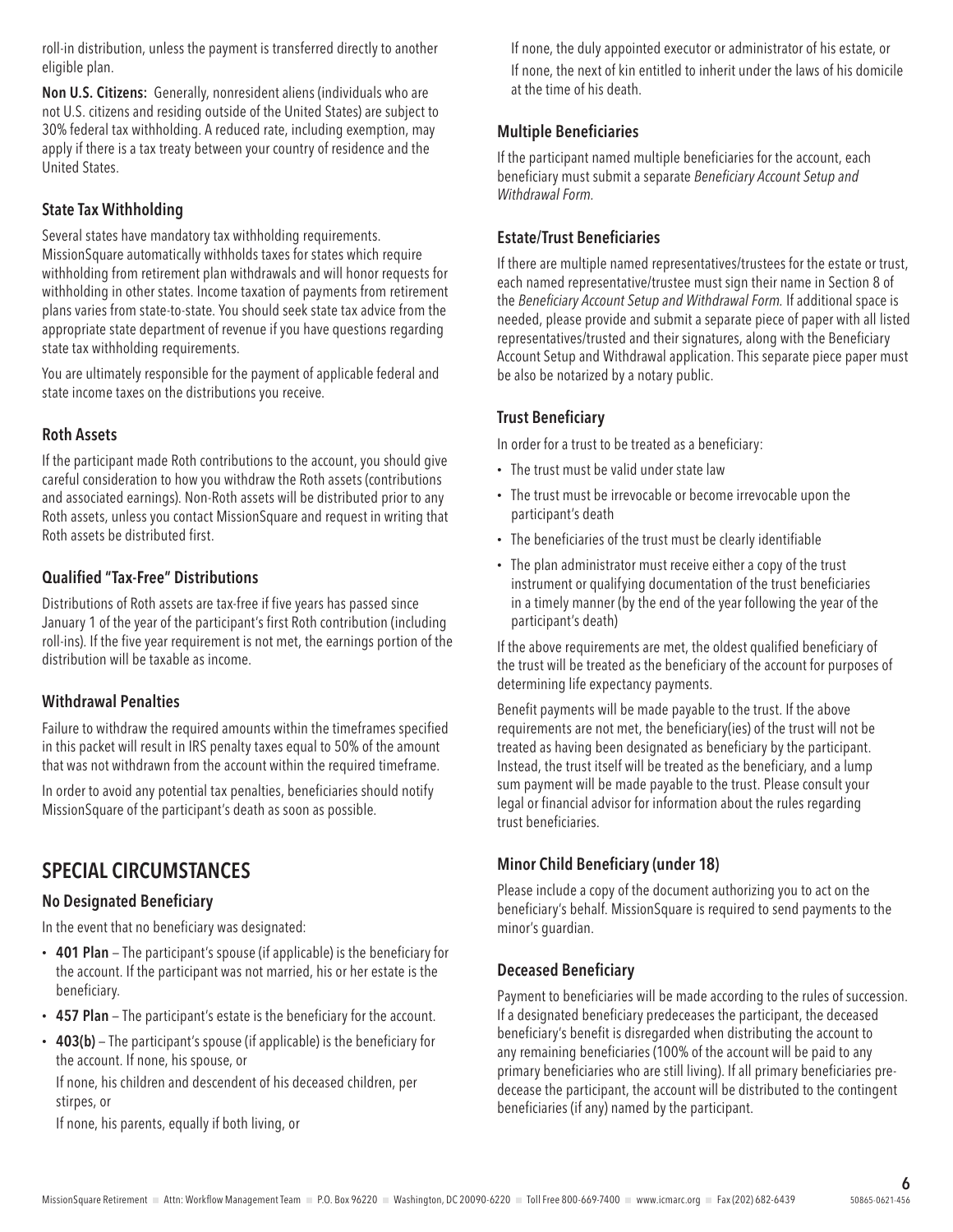roll-in distribution, unless the payment is transferred directly to another eligible plan.

**Non U.S. Citizens:** Generally, nonresident aliens (individuals who are not U.S. citizens and residing outside of the United States) are subject to 30% federal tax withholding. A reduced rate, including exemption, may apply if there is a tax treaty between your country of residence and the United States.

### State Tax Withholding

Several states have mandatory tax withholding requirements. MissionSquare automatically withholds taxes for states which require withholding from retirement plan withdrawals and will honor requests for withholding in other states. Income taxation of payments from retirement plans varies from state-to-state. You should seek state tax advice from the appropriate state department of revenue if you have questions regarding state tax withholding requirements.

You are ultimately responsible for the payment of applicable federal and state income taxes on the distributions you receive.

### Roth Assets

If the participant made Roth contributions to the account, you should give careful consideration to how you withdraw the Roth assets (contributions and associated earnings). Non-Roth assets will be distributed prior to any Roth assets, unless you contact MissionSquare and request in writing that Roth assets be distributed first.

### Qualified "Tax-Free" Distributions

Distributions of Roth assets are tax-free if five years has passed since January 1 of the year of the participant's first Roth contribution (including roll-ins). If the five year requirement is not met, the earnings portion of the distribution will be taxable as income.

### Withdrawal Penalties

Failure to withdraw the required amounts within the timeframes specified in this packet will result in IRS penalty taxes equal to 50% of the amount that was not withdrawn from the account within the required timeframe.

In order to avoid any potential tax penalties, beneficiaries should notify MissionSquare of the participant's death as soon as possible.

## SPECIAL CIRCUMSTANCES

### No Designated Beneficiary

In the event that no beneficiary was designated:

- **401 Plan** – The participant's spouse (if applicable) is the beneficiary for the account. If the participant was not married, his or her estate is the beneficiary.
- **457 Plan** – The participant's estate is the beneficiary for the account.
- **403(b)** – The participant's spouse (if applicable) is the beneficiary for the account. If none, his spouse, or

  If none, his children and descendent of his deceased children, per stirpes, or

  If none, his parents, equally if both living, or

  If none, the duly appointed executor or administrator of his estate, or

  If none, the next of kin entitled to inherit under the laws of his domicile at the time of his death.

### Multiple Beneficiaries

If the participant named multiple beneficiaries for the account, each beneficiary must submit a separate *Beneficiary Account Setup and Withdrawal Form.*

### Estate/Trust Beneficiaries

If there are multiple named representatives/trustees for the estate or trust, each named representative/trustee must sign their name in Section 8 of the *Beneficiary Account Setup and Withdrawal Form.* If additional space is needed, please provide and submit a separate piece of paper with all listed representatives/trusted and their signatures, along with the Beneficiary Account Setup and Withdrawal application. This separate piece paper must be also be notarized by a notary public.

### Trust Beneficiary

In order for a trust to be treated as a beneficiary:

- The trust must be valid under state law
- The trust must be irrevocable or become irrevocable upon the participant's death
- The beneficiaries of the trust must be clearly identifiable
- The plan administrator must receive either a copy of the trust instrument or qualifying documentation of the trust beneficiaries in a timely manner (by the end of the year following the year of the participant's death)

If the above requirements are met, the oldest qualified beneficiary of the trust will be treated as the beneficiary of the account for purposes of determining life expectancy payments.

Benefit payments will be made payable to the trust. If the above requirements are not met, the beneficiary(ies) of the trust will not be treated as having been designated as beneficiary by the participant. Instead, the trust itself will be treated as the beneficiary, and a lump sum payment will be made payable to the trust. Please consult your legal or financial advisor for information about the rules regarding trust beneficiaries.

### Minor Child Beneficiary (under 18)

Please include a copy of the document authorizing you to act on the beneficiary's behalf. MissionSquare is required to send payments to the minor's guardian.

### Deceased Beneficiary

Payment to beneficiaries will be made according to the rules of succession. If a designated beneficiary predeceases the participant, the deceased beneficiary's benefit is disregarded when distributing the account to any remaining beneficiaries (100% of the account will be paid to any primary beneficiaries who are still living). If all primary beneficiaries predecease the participant, the account will be distributed to the contingent beneficiaries (if any) named by the participant.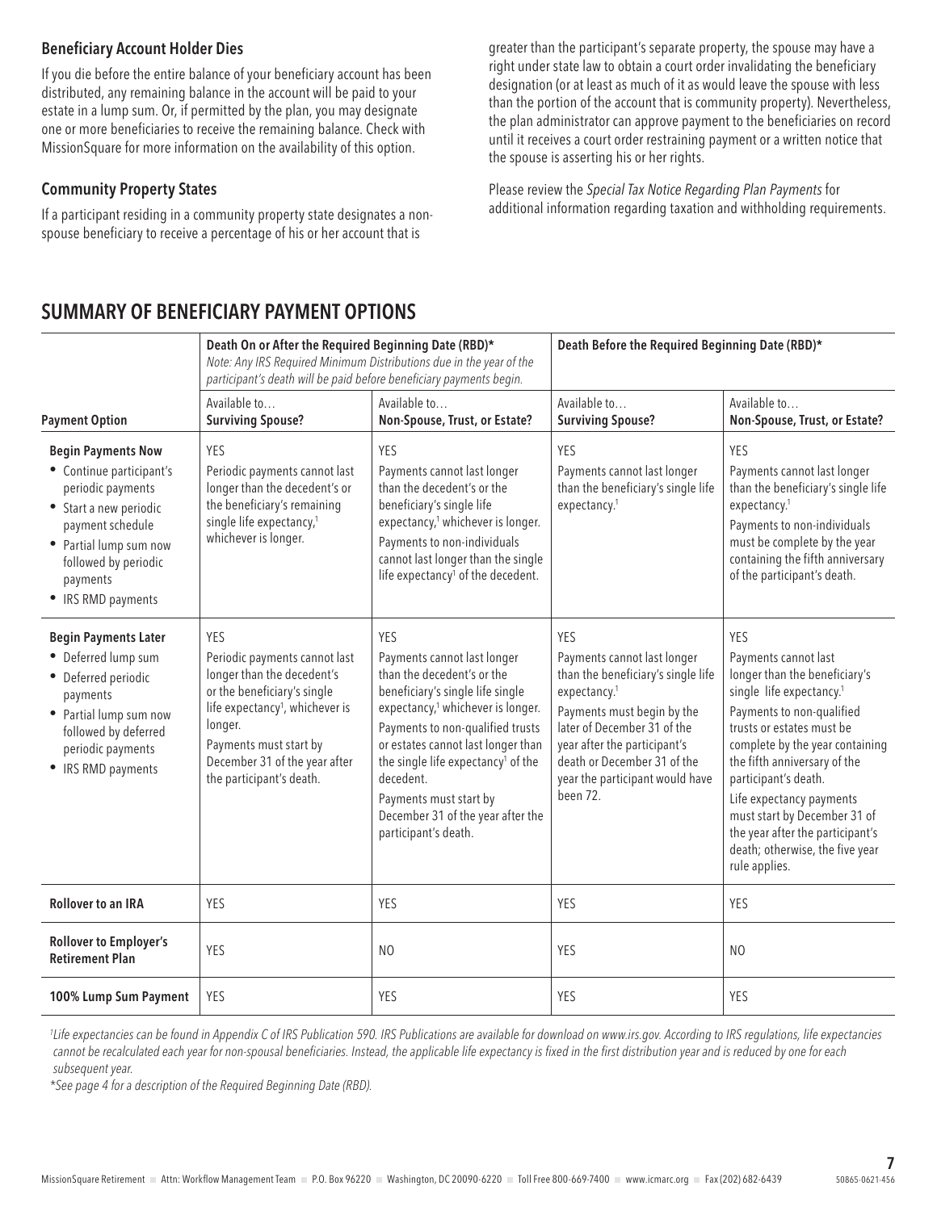### Beneficiary Account Holder Dies

If you die before the entire balance of your beneficiary account has been distributed, any remaining balance in the account will be paid to your estate in a lump sum. Or, if permitted by the plan, you may designate one or more beneficiaries to receive the remaining balance. Check with MissionSquare for more information on the availability of this option.

### Community Property States

If a participant residing in a community property state designates a non-spouse beneficiary to receive a percentage of his or her account that is greater than the participant's separate property, the spouse may have a right under state law to obtain a court order invalidating the beneficiary designation (or at least as much of it as would leave the spouse with less than the portion of the account that is community property). Nevertheless, the plan administrator can approve payment to the beneficiaries on record until it receives a court order restraining payment or a written notice that the spouse is asserting his or her rights.

Please review the *Special Tax Notice Regarding Plan Payments* for additional information regarding taxation and withholding requirements.

## SUMMARY OF BENEFICIARY PAYMENT OPTIONS

| | **Death On or After the Required Beginning Date (RBD)*** *Note: Any IRS Required Minimum Distributions due in the year of the participant's death will be paid before beneficiary payments begin.* | | **Death Before the Required Beginning Date (RBD)*** | |
|---|---|---|---|---|
| **Payment Option** | Available to… **Surviving Spouse?** | Available to… **Non-Spouse, Trust, or Estate?** | Available to… **Surviving Spouse?** | Available to… **Non-Spouse, Trust, or Estate?** |
| **Begin Payments Now** • Continue participant's periodic payments • Start a new periodic payment schedule • Partial lump sum now followed by periodic payments • IRS RMD payments | YES Periodic payments cannot last longer than the decedent's or the beneficiary's remaining single life expectancy,[1] whichever is longer. | YES Payments cannot last longer than the decedent's or the beneficiary's single life expectancy,[1] whichever is longer. Payments to non-individuals cannot last longer than the single life expectancy[1] of the decedent. | YES Payments cannot last longer than the beneficiary's single life expectancy.[1] | YES Payments cannot last longer than the beneficiary's single life expectancy.[1] Payments to non-individuals must be complete by the year containing the fifth anniversary of the participant's death. |
| **Begin Payments Later** • Deferred lump sum • Deferred periodic payments • Partial lump sum now followed by deferred periodic payments • IRS RMD payments | YES Periodic payments cannot last longer than the decedent's or the beneficiary's single life expectancy[1], whichever is longer. Payments must start by December 31 of the year after the participant's death. | YES Payments cannot last longer than the decedent's or the beneficiary's single life single expectancy,[1] whichever is longer. Payments to non-qualified trusts or estates cannot last longer than the single life expectancy[1] of the decedent. Payments must start by December 31 of the year after the participant's death. | YES Payments cannot last longer than the beneficiary's single life expectancy.[1] Payments must begin by the later of December 31 of the year after the participant's death or December 31 of the year the participant would have been 72. | YES Payments cannot last longer than the beneficiary's single life expectancy.[1] Payments to non-qualified trusts or estates must be complete by the year containing the fifth anniversary of the participant's death. Life expectancy payments must start by December 31 of the year after the participant's death; otherwise, the five year rule applies. |
| **Rollover to an IRA** | YES | YES | YES | YES |
| **Rollover to Employer's Retirement Plan** | YES | NO | YES | NO |
| **100% Lump Sum Payment** | YES | YES | YES | YES |

[1]*Life expectancies can be found in Appendix C of IRS Publication 590. IRS Publications are available for download on www.irs.gov. According to IRS regulations, life expectancies cannot be recalculated each year for non-spousal beneficiaries. Instead, the applicable life expectancy is fixed in the first distribution year and is reduced by one for each subsequent year.*

**See page 4 for a description of the Required Beginning Date (RBD).*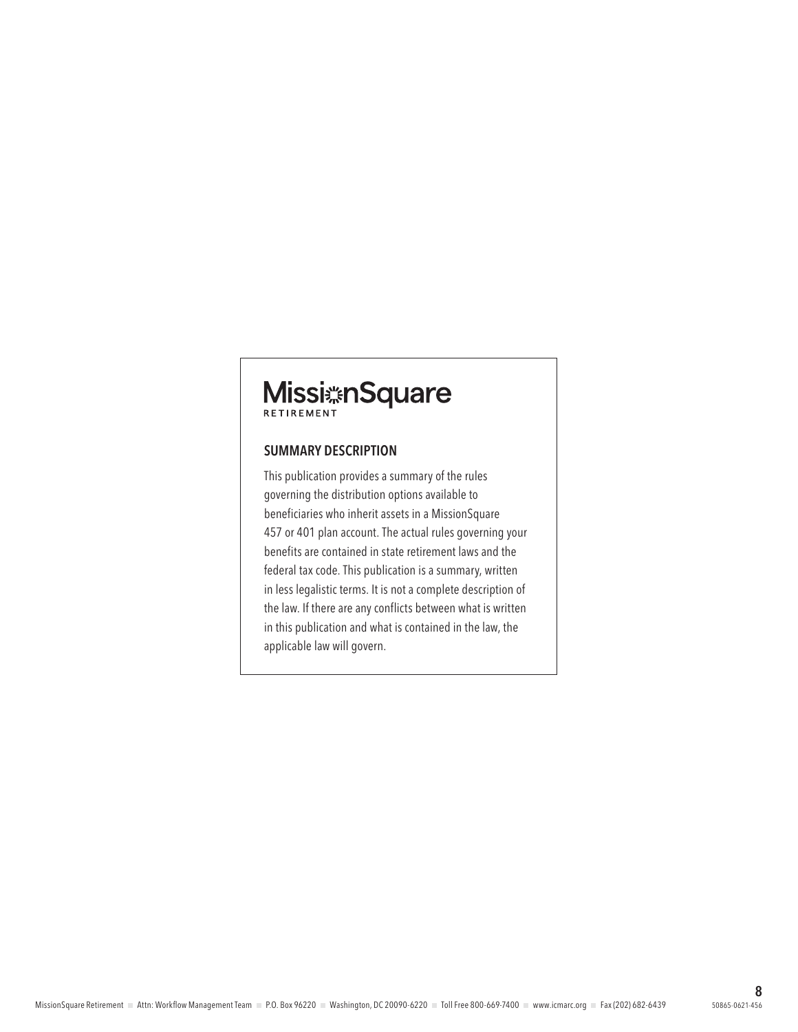MissionSquare RETIREMENT

## SUMMARY DESCRIPTION

This publication provides a summary of the rules governing the distribution options available to beneficiaries who inherit assets in a MissionSquare 457 or 401 plan account. The actual rules governing your benefits are contained in state retirement laws and the federal tax code. This publication is a summary, written in less legalistic terms. It is not a complete description of the law. If there are any conflicts between what is written in this publication and what is contained in the law, the applicable law will govern.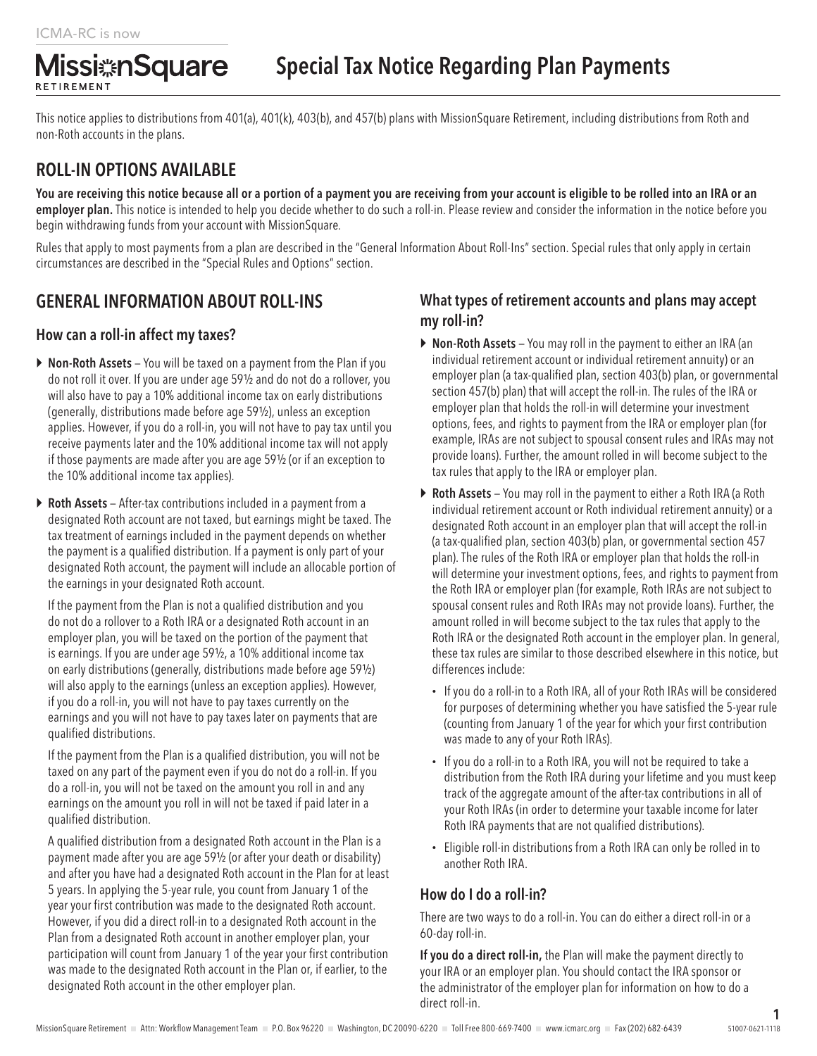ICMA-RC is now

MissionSquare RETIREMENT

# Special Tax Notice Regarding Plan Payments

This notice applies to distributions from 401(a), 401(k), 403(b), and 457(b) plans with MissionSquare Retirement, including distributions from Roth and non-Roth accounts in the plans.

## ROLL-IN OPTIONS AVAILABLE

**You are receiving this notice because all or a portion of a payment you are receiving from your account is eligible to be rolled into an IRA or an employer plan.** This notice is intended to help you decide whether to do such a roll-in. Please review and consider the information in the notice before you begin withdrawing funds from your account with MissionSquare.

Rules that apply to most payments from a plan are described in the "General Information About Roll-Ins" section. Special rules that only apply in certain circumstances are described in the "Special Rules and Options" section.

## GENERAL INFORMATION ABOUT ROLL-INS

### How can a roll-in affect my taxes?

- **Non-Roth Assets** – You will be taxed on a payment from the Plan if you do not roll it over. If you are under age 59½ and do not do a rollover, you will also have to pay a 10% additional income tax on early distributions (generally, distributions made before age 59½), unless an exception applies. However, if you do a roll-in, you will not have to pay tax until you receive payments later and the 10% additional income tax will not apply if those payments are made after you are age 59½ (or if an exception to the 10% additional income tax applies).
- **Roth Assets** – After-tax contributions included in a payment from a designated Roth account are not taxed, but earnings might be taxed. The tax treatment of earnings included in the payment depends on whether the payment is a qualified distribution. If a payment is only part of your designated Roth account, the payment will include an allocable portion of the earnings in your designated Roth account.

  If the payment from the Plan is not a qualified distribution and you do not do a rollover to a Roth IRA or a designated Roth account in an employer plan, you will be taxed on the portion of the payment that is earnings. If you are under age 59½, a 10% additional income tax on early distributions (generally, distributions made before age 59½) will also apply to the earnings (unless an exception applies). However, if you do a roll-in, you will not have to pay taxes currently on the earnings and you will not have to pay taxes later on payments that are qualified distributions.

  If the payment from the Plan is a qualified distribution, you will not be taxed on any part of the payment even if you do not do a roll-in. If you do a roll-in, you will not be taxed on the amount you roll in and any earnings on the amount you roll in will not be taxed if paid later in a qualified distribution.

  A qualified distribution from a designated Roth account in the Plan is a payment made after you are age 59½ (or after your death or disability) and after you have had a designated Roth account in the Plan for at least 5 years. In applying the 5-year rule, you count from January 1 of the year your first contribution was made to the designated Roth account. However, if you did a direct roll-in to a designated Roth account in the Plan from a designated Roth account in another employer plan, your participation will count from January 1 of the year your first contribution was made to the designated Roth account in the Plan or, if earlier, to the designated Roth account in the other employer plan.

### What types of retirement accounts and plans may accept my roll-in?

- **Non-Roth Assets** – You may roll in the payment to either an IRA (an individual retirement account or individual retirement annuity) or an employer plan (a tax-qualified plan, section 403(b) plan, or governmental section 457(b) plan) that will accept the roll-in. The rules of the IRA or employer plan that holds the roll-in will determine your investment options, fees, and rights to payment from the IRA or employer plan (for example, IRAs are not subject to spousal consent rules and IRAs may not provide loans). Further, the amount rolled in will become subject to the tax rules that apply to the IRA or employer plan.
- **Roth Assets** – You may roll in the payment to either a Roth IRA (a Roth individual retirement account or Roth individual retirement annuity) or a designated Roth account in an employer plan that will accept the roll-in (a tax-qualified plan, section 403(b) plan, or governmental section 457 plan). The rules of the Roth IRA or employer plan that holds the roll-in will determine your investment options, fees, and rights to payment from the Roth IRA or employer plan (for example, Roth IRAs are not subject to spousal consent rules and Roth IRAs may not provide loans). Further, the amount rolled in will become subject to the tax rules that apply to the Roth IRA or the designated Roth account in the employer plan. In general, these tax rules are similar to those described elsewhere in this notice, but differences include:
  - If you do a roll-in to a Roth IRA, all of your Roth IRAs will be considered for purposes of determining whether you have satisfied the 5-year rule (counting from January 1 of the year for which your first contribution was made to any of your Roth IRAs).
  - If you do a roll-in to a Roth IRA, you will not be required to take a distribution from the Roth IRA during your lifetime and you must keep track of the aggregate amount of the after-tax contributions in all of your Roth IRAs (in order to determine your taxable income for later Roth IRA payments that are not qualified distributions).
  - Eligible roll-in distributions from a Roth IRA can only be rolled in to another Roth IRA.

### How do I do a roll-in?

There are two ways to do a roll-in. You can do either a direct roll-in or a 60-day roll-in.

**If you do a direct roll-in,** the Plan will make the payment directly to your IRA or an employer plan. You should contact the IRA sponsor or the administrator of the employer plan for information on how to do a direct roll-in.

MissionSquare Retirement ■ Attn: Workflow Management Team ■ P.O. Box 96220 ■ Washington, DC 20090-6220 ■ Toll Free 800-669-7400 ■ www.icmarc.org ■ Fax (202) 682-6439 51007-0621-1118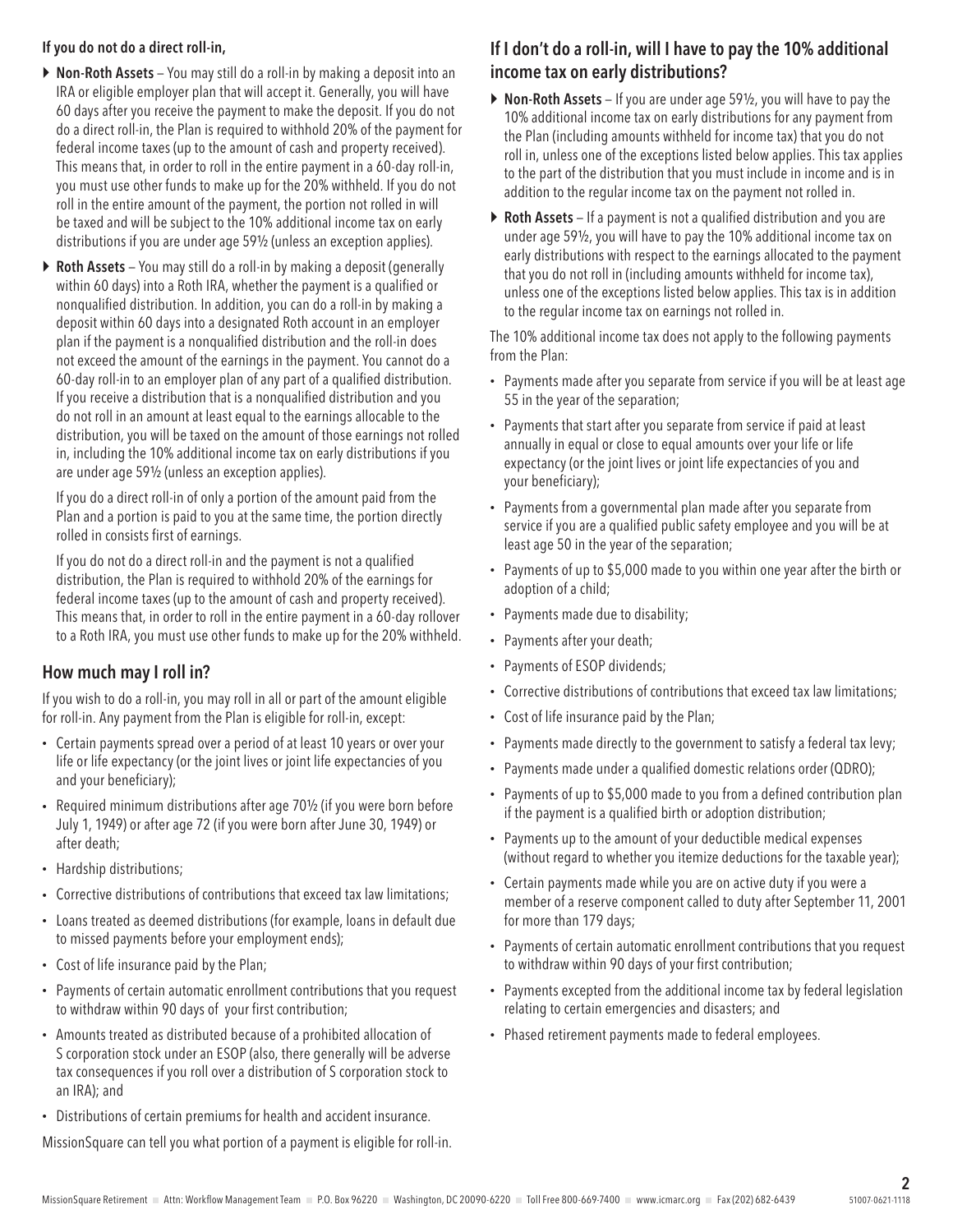**If you do not do a direct roll-in,**

- **Non-Roth Assets** – You may still do a roll-in by making a deposit into an IRA or eligible employer plan that will accept it. Generally, you will have 60 days after you receive the payment to make the deposit. If you do not do a direct roll-in, the Plan is required to withhold 20% of the payment for federal income taxes (up to the amount of cash and property received). This means that, in order to roll in the entire payment in a 60-day roll-in, you must use other funds to make up for the 20% withheld. If you do not roll in the entire amount of the payment, the portion not rolled in will be taxed and will be subject to the 10% additional income tax on early distributions if you are under age 59½ (unless an exception applies).
- **Roth Assets** – You may still do a roll-in by making a deposit (generally within 60 days) into a Roth IRA, whether the payment is a qualified or nonqualified distribution. In addition, you can do a roll-in by making a deposit within 60 days into a designated Roth account in an employer plan if the payment is a nonqualified distribution and the roll-in does not exceed the amount of the earnings in the payment. You cannot do a 60-day roll-in to an employer plan of any part of a qualified distribution. If you receive a distribution that is a nonqualified distribution and you do not roll in an amount at least equal to the earnings allocable to the distribution, you will be taxed on the amount of those earnings not rolled in, including the 10% additional income tax on early distributions if you are under age 59½ (unless an exception applies).

  If you do a direct roll-in of only a portion of the amount paid from the Plan and a portion is paid to you at the same time, the portion directly rolled in consists first of earnings.

  If you do not do a direct roll-in and the payment is not a qualified distribution, the Plan is required to withhold 20% of the earnings for federal income taxes (up to the amount of cash and property received). This means that, in order to roll in the entire payment in a 60-day rollover to a Roth IRA, you must use other funds to make up for the 20% withheld.

## How much may I roll in?

If you wish to do a roll-in, you may roll in all or part of the amount eligible for roll-in. Any payment from the Plan is eligible for roll-in, except:

- Certain payments spread over a period of at least 10 years or over your life or life expectancy (or the joint lives or joint life expectancies of you and your beneficiary);
- Required minimum distributions after age 70½ (if you were born before July 1, 1949) or after age 72 (if you were born after June 30, 1949) or after death;
- Hardship distributions;
- Corrective distributions of contributions that exceed tax law limitations;
- Loans treated as deemed distributions (for example, loans in default due to missed payments before your employment ends);
- Cost of life insurance paid by the Plan;
- Payments of certain automatic enrollment contributions that you request to withdraw within 90 days of your first contribution;
- Amounts treated as distributed because of a prohibited allocation of S corporation stock under an ESOP (also, there generally will be adverse tax consequences if you roll over a distribution of S corporation stock to an IRA); and
- Distributions of certain premiums for health and accident insurance.

MissionSquare can tell you what portion of a payment is eligible for roll-in.

## If I don't do a roll-in, will I have to pay the 10% additional income tax on early distributions?

- **Non-Roth Assets** – If you are under age 59½, you will have to pay the 10% additional income tax on early distributions for any payment from the Plan (including amounts withheld for income tax) that you do not roll in, unless one of the exceptions listed below applies. This tax applies to the part of the distribution that you must include in income and is in addition to the regular income tax on the payment not rolled in.
- **Roth Assets** – If a payment is not a qualified distribution and you are under age 59½, you will have to pay the 10% additional income tax on early distributions with respect to the earnings allocated to the payment that you do not roll in (including amounts withheld for income tax), unless one of the exceptions listed below applies. This tax is in addition to the regular income tax on earnings not rolled in.

The 10% additional income tax does not apply to the following payments from the Plan:

- Payments made after you separate from service if you will be at least age 55 in the year of the separation;
- Payments that start after you separate from service if paid at least annually in equal or close to equal amounts over your life or life expectancy (or the joint lives or joint life expectancies of you and your beneficiary);
- Payments from a governmental plan made after you separate from service if you are a qualified public safety employee and you will be at least age 50 in the year of the separation;
- Payments of up to $5,000 made to you within one year after the birth or adoption of a child;
- Payments made due to disability;
- Payments after your death;
- Payments of ESOP dividends;
- Corrective distributions of contributions that exceed tax law limitations;
- Cost of life insurance paid by the Plan;
- Payments made directly to the government to satisfy a federal tax levy;
- Payments made under a qualified domestic relations order (QDRO);
- Payments of up to $5,000 made to you from a defined contribution plan if the payment is a qualified birth or adoption distribution;
- Payments up to the amount of your deductible medical expenses (without regard to whether you itemize deductions for the taxable year);
- Certain payments made while you are on active duty if you were a member of a reserve component called to duty after September 11, 2001 for more than 179 days;
- Payments of certain automatic enrollment contributions that you request to withdraw within 90 days of your first contribution;
- Payments excepted from the additional income tax by federal legislation relating to certain emergencies and disasters; and
- Phased retirement payments made to federal employees.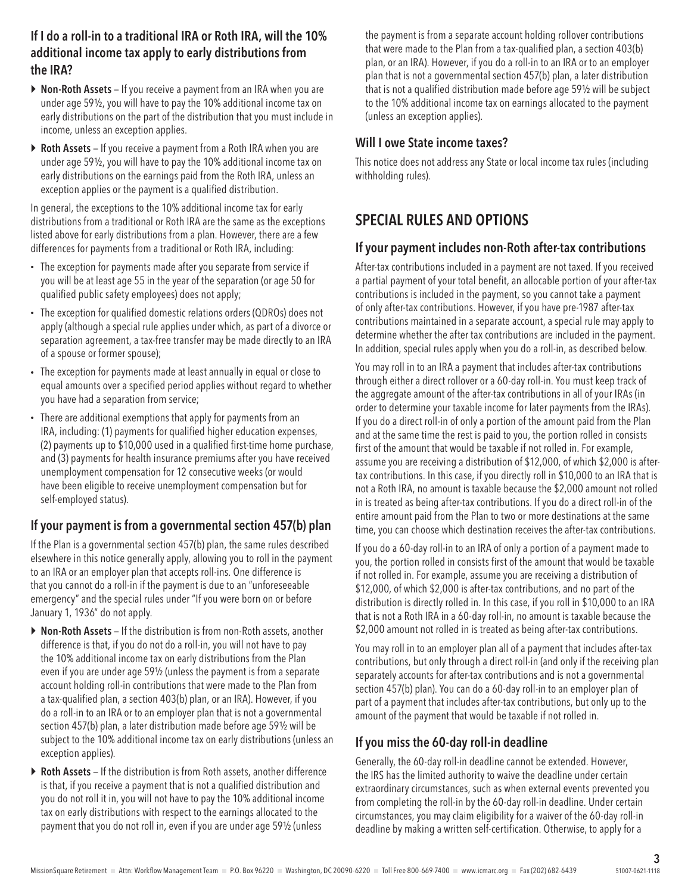### If I do a roll-in to a traditional IRA or Roth IRA, will the 10% additional income tax apply to early distributions from the IRA?

- **Non-Roth Assets** – If you receive a payment from an IRA when you are under age 59½, you will have to pay the 10% additional income tax on early distributions on the part of the distribution that you must include in income, unless an exception applies.
- **Roth Assets** – If you receive a payment from a Roth IRA when you are under age 59½, you will have to pay the 10% additional income tax on early distributions on the earnings paid from the Roth IRA, unless an exception applies or the payment is a qualified distribution.

In general, the exceptions to the 10% additional income tax for early distributions from a traditional or Roth IRA are the same as the exceptions listed above for early distributions from a plan. However, there are a few differences for payments from a traditional or Roth IRA, including:

- The exception for payments made after you separate from service if you will be at least age 55 in the year of the separation (or age 50 for qualified public safety employees) does not apply;
- The exception for qualified domestic relations orders (QDROs) does not apply (although a special rule applies under which, as part of a divorce or separation agreement, a tax-free transfer may be made directly to an IRA of a spouse or former spouse);
- The exception for payments made at least annually in equal or close to equal amounts over a specified period applies without regard to whether you have had a separation from service;
- There are additional exemptions that apply for payments from an IRA, including: (1) payments for qualified higher education expenses, (2) payments up to $10,000 used in a qualified first-time home purchase, and (3) payments for health insurance premiums after you have received unemployment compensation for 12 consecutive weeks (or would have been eligible to receive unemployment compensation but for self-employed status).

### If your payment is from a governmental section 457(b) plan

If the Plan is a governmental section 457(b) plan, the same rules described elsewhere in this notice generally apply, allowing you to roll in the payment to an IRA or an employer plan that accepts roll-ins. One difference is that you cannot do a roll-in if the payment is due to an "unforeseeable emergency" and the special rules under "If you were born on or before January 1, 1936" do not apply.

- **Non-Roth Assets** – If the distribution is from non-Roth assets, another difference is that, if you do not do a roll-in, you will not have to pay the 10% additional income tax on early distributions from the Plan even if you are under age 59½ (unless the payment is from a separate account holding roll-in contributions that were made to the Plan from a tax-qualified plan, a section 403(b) plan, or an IRA). However, if you do a roll-in to an IRA or to an employer plan that is not a governmental section 457(b) plan, a later distribution made before age 59½ will be subject to the 10% additional income tax on early distributions (unless an exception applies).
- **Roth Assets** – If the distribution is from Roth assets, another difference is that, if you receive a payment that is not a qualified distribution and you do not roll it in, you will not have to pay the 10% additional income tax on early distributions with respect to the earnings allocated to the payment that you do not roll in, even if you are under age 59½ (unless the payment is from a separate account holding rollover contributions that were made to the Plan from a tax-qualified plan, a section 403(b) plan, or an IRA). However, if you do a roll-in to an IRA or to an employer plan that is not a governmental section 457(b) plan, a later distribution that is not a qualified distribution made before age 59½ will be subject to the 10% additional income tax on earnings allocated to the payment (unless an exception applies).

### Will I owe State income taxes?

This notice does not address any State or local income tax rules (including withholding rules).

## SPECIAL RULES AND OPTIONS

### If your payment includes non-Roth after-tax contributions

After-tax contributions included in a payment are not taxed. If you received a partial payment of your total benefit, an allocable portion of your after-tax contributions is included in the payment, so you cannot take a payment of only after-tax contributions. However, if you have pre-1987 after-tax contributions maintained in a separate account, a special rule may apply to determine whether the after tax contributions are included in the payment. In addition, special rules apply when you do a roll-in, as described below.

You may roll in to an IRA a payment that includes after-tax contributions through either a direct rollover or a 60-day roll-in. You must keep track of the aggregate amount of the after-tax contributions in all of your IRAs (in order to determine your taxable income for later payments from the IRAs). If you do a direct roll-in of only a portion of the amount paid from the Plan and at the same time the rest is paid to you, the portion rolled in consists first of the amount that would be taxable if not rolled in. For example, assume you are receiving a distribution of $12,000, of which $2,000 is after-tax contributions. In this case, if you directly roll in $10,000 to an IRA that is not a Roth IRA, no amount is taxable because the $2,000 amount not rolled in is treated as being after-tax contributions. If you do a direct roll-in of the entire amount paid from the Plan to two or more destinations at the same time, you can choose which destination receives the after-tax contributions.

If you do a 60-day roll-in to an IRA of only a portion of a payment made to you, the portion rolled in consists first of the amount that would be taxable if not rolled in. For example, assume you are receiving a distribution of $12,000, of which $2,000 is after-tax contributions, and no part of the distribution is directly rolled in. In this case, if you roll in $10,000 to an IRA that is not a Roth IRA in a 60-day roll-in, no amount is taxable because the $2,000 amount not rolled in is treated as being after-tax contributions.

You may roll in to an employer plan all of a payment that includes after-tax contributions, but only through a direct roll-in (and only if the receiving plan separately accounts for after-tax contributions and is not a governmental section 457(b) plan). You can do a 60-day roll-in to an employer plan of part of a payment that includes after-tax contributions, but only up to the amount of the payment that would be taxable if not rolled in.

### If you miss the 60-day roll-in deadline

Generally, the 60-day roll-in deadline cannot be extended. However, the IRS has the limited authority to waive the deadline under certain extraordinary circumstances, such as when external events prevented you from completing the roll-in by the 60-day roll-in deadline. Under certain circumstances, you may claim eligibility for a waiver of the 60-day roll-in deadline by making a written self-certification. Otherwise, to apply for a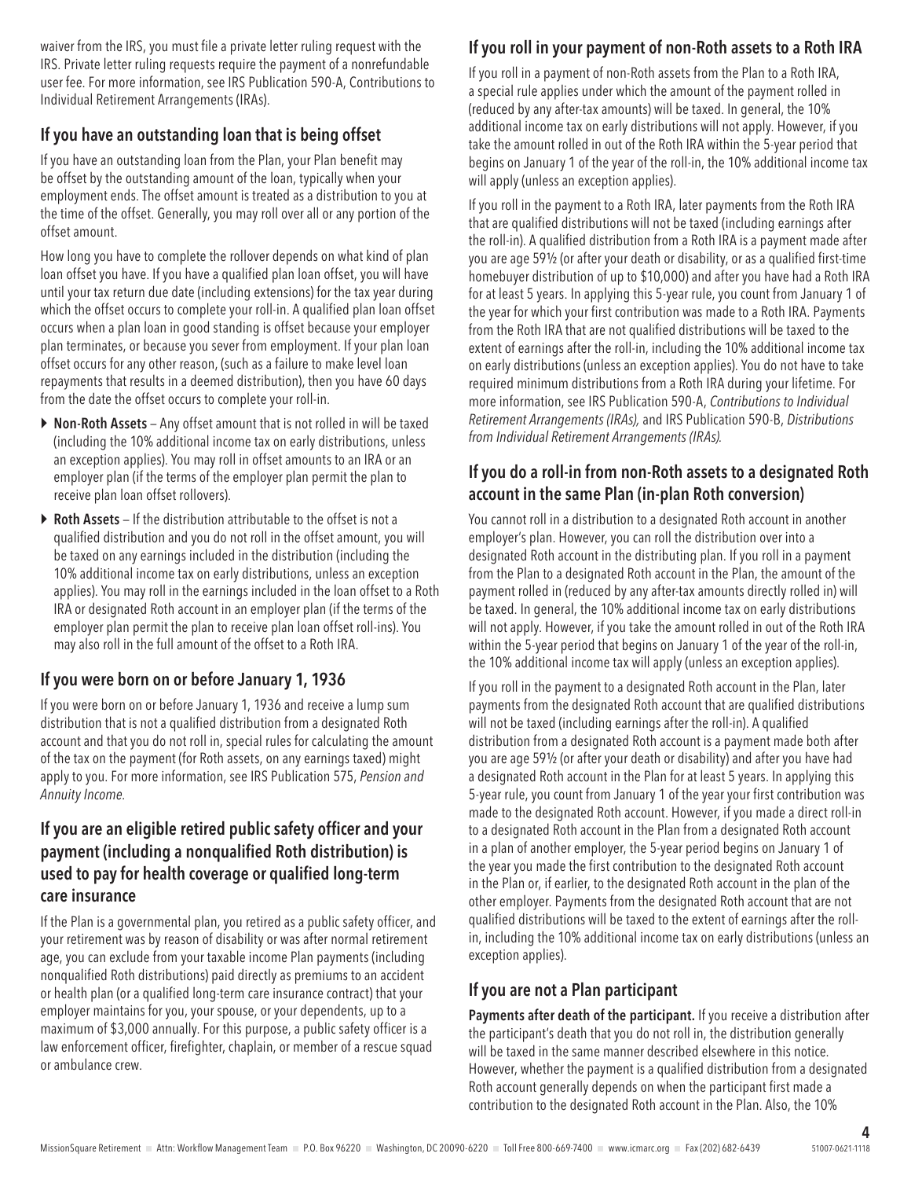waiver from the IRS, you must file a private letter ruling request with the IRS. Private letter ruling requests require the payment of a nonrefundable user fee. For more information, see IRS Publication 590-A, Contributions to Individual Retirement Arrangements (IRAs).

## If you have an outstanding loan that is being offset

If you have an outstanding loan from the Plan, your Plan benefit may be offset by the outstanding amount of the loan, typically when your employment ends. The offset amount is treated as a distribution to you at the time of the offset. Generally, you may roll over all or any portion of the offset amount.

How long you have to complete the rollover depends on what kind of plan loan offset you have. If you have a qualified plan loan offset, you will have until your tax return due date (including extensions) for the tax year during which the offset occurs to complete your roll-in. A qualified plan loan offset occurs when a plan loan in good standing is offset because your employer plan terminates, or because you sever from employment. If your plan loan offset occurs for any other reason, (such as a failure to make level loan repayments that results in a deemed distribution), then you have 60 days from the date the offset occurs to complete your roll-in.

- **Non-Roth Assets** – Any offset amount that is not rolled in will be taxed (including the 10% additional income tax on early distributions, unless an exception applies). You may roll in offset amounts to an IRA or an employer plan (if the terms of the employer plan permit the plan to receive plan loan offset rollovers).
- **Roth Assets** – If the distribution attributable to the offset is not a qualified distribution and you do not roll in the offset amount, you will be taxed on any earnings included in the distribution (including the 10% additional income tax on early distributions, unless an exception applies). You may roll in the earnings included in the loan offset to a Roth IRA or designated Roth account in an employer plan (if the terms of the employer plan permit the plan to receive plan loan offset roll-ins). You may also roll in the full amount of the offset to a Roth IRA.

## If you were born on or before January 1, 1936

If you were born on or before January 1, 1936 and receive a lump sum distribution that is not a qualified distribution from a designated Roth account and that you do not roll in, special rules for calculating the amount of the tax on the payment (for Roth assets, on any earnings taxed) might apply to you. For more information, see IRS Publication 575, *Pension and Annuity Income.*

## If you are an eligible retired public safety officer and your payment (including a nonqualified Roth distribution) is used to pay for health coverage or qualified long-term care insurance

If the Plan is a governmental plan, you retired as a public safety officer, and your retirement was by reason of disability or was after normal retirement age, you can exclude from your taxable income Plan payments (including nonqualified Roth distributions) paid directly as premiums to an accident or health plan (or a qualified long-term care insurance contract) that your employer maintains for you, your spouse, or your dependents, up to a maximum of $3,000 annually. For this purpose, a public safety officer is a law enforcement officer, firefighter, chaplain, or member of a rescue squad or ambulance crew.

## If you roll in your payment of non-Roth assets to a Roth IRA

If you roll in a payment of non-Roth assets from the Plan to a Roth IRA, a special rule applies under which the amount of the payment rolled in (reduced by any after-tax amounts) will be taxed. In general, the 10% additional income tax on early distributions will not apply. However, if you take the amount rolled in out of the Roth IRA within the 5-year period that begins on January 1 of the year of the roll-in, the 10% additional income tax will apply (unless an exception applies).

If you roll in the payment to a Roth IRA, later payments from the Roth IRA that are qualified distributions will not be taxed (including earnings after the roll-in). A qualified distribution from a Roth IRA is a payment made after you are age 59½ (or after your death or disability, or as a qualified first-time homebuyer distribution of up to $10,000) and after you have had a Roth IRA for at least 5 years. In applying this 5-year rule, you count from January 1 of the year for which your first contribution was made to a Roth IRA. Payments from the Roth IRA that are not qualified distributions will be taxed to the extent of earnings after the roll-in, including the 10% additional income tax on early distributions (unless an exception applies). You do not have to take required minimum distributions from a Roth IRA during your lifetime. For more information, see IRS Publication 590-A, *Contributions to Individual Retirement Arrangements (IRAs),* and IRS Publication 590-B, *Distributions from Individual Retirement Arrangements (IRAs).*

## If you do a roll-in from non-Roth assets to a designated Roth account in the same Plan (in-plan Roth conversion)

You cannot roll in a distribution to a designated Roth account in another employer's plan. However, you can roll the distribution over into a designated Roth account in the distributing plan. If you roll in a payment from the Plan to a designated Roth account in the Plan, the amount of the payment rolled in (reduced by any after-tax amounts directly rolled in) will be taxed. In general, the 10% additional income tax on early distributions will not apply. However, if you take the amount rolled in out of the Roth IRA within the 5-year period that begins on January 1 of the year of the roll-in, the 10% additional income tax will apply (unless an exception applies).

If you roll in the payment to a designated Roth account in the Plan, later payments from the designated Roth account that are qualified distributions will not be taxed (including earnings after the roll-in). A qualified distribution from a designated Roth account is a payment made both after you are age 59½ (or after your death or disability) and after you have had a designated Roth account in the Plan for at least 5 years. In applying this 5-year rule, you count from January 1 of the year your first contribution was made to the designated Roth account. However, if you made a direct roll-in to a designated Roth account in the Plan from a designated Roth account in a plan of another employer, the 5-year period begins on January 1 of the year you made the first contribution to the designated Roth account in the Plan or, if earlier, to the designated Roth account in the plan of the other employer. Payments from the designated Roth account that are not qualified distributions will be taxed to the extent of earnings after the roll-in, including the 10% additional income tax on early distributions (unless an exception applies).

## If you are not a Plan participant

**Payments after death of the participant.** If you receive a distribution after the participant's death that you do not roll in, the distribution generally will be taxed in the same manner described elsewhere in this notice. However, whether the payment is a qualified distribution from a designated Roth account generally depends on when the participant first made a contribution to the designated Roth account in the Plan. Also, the 10%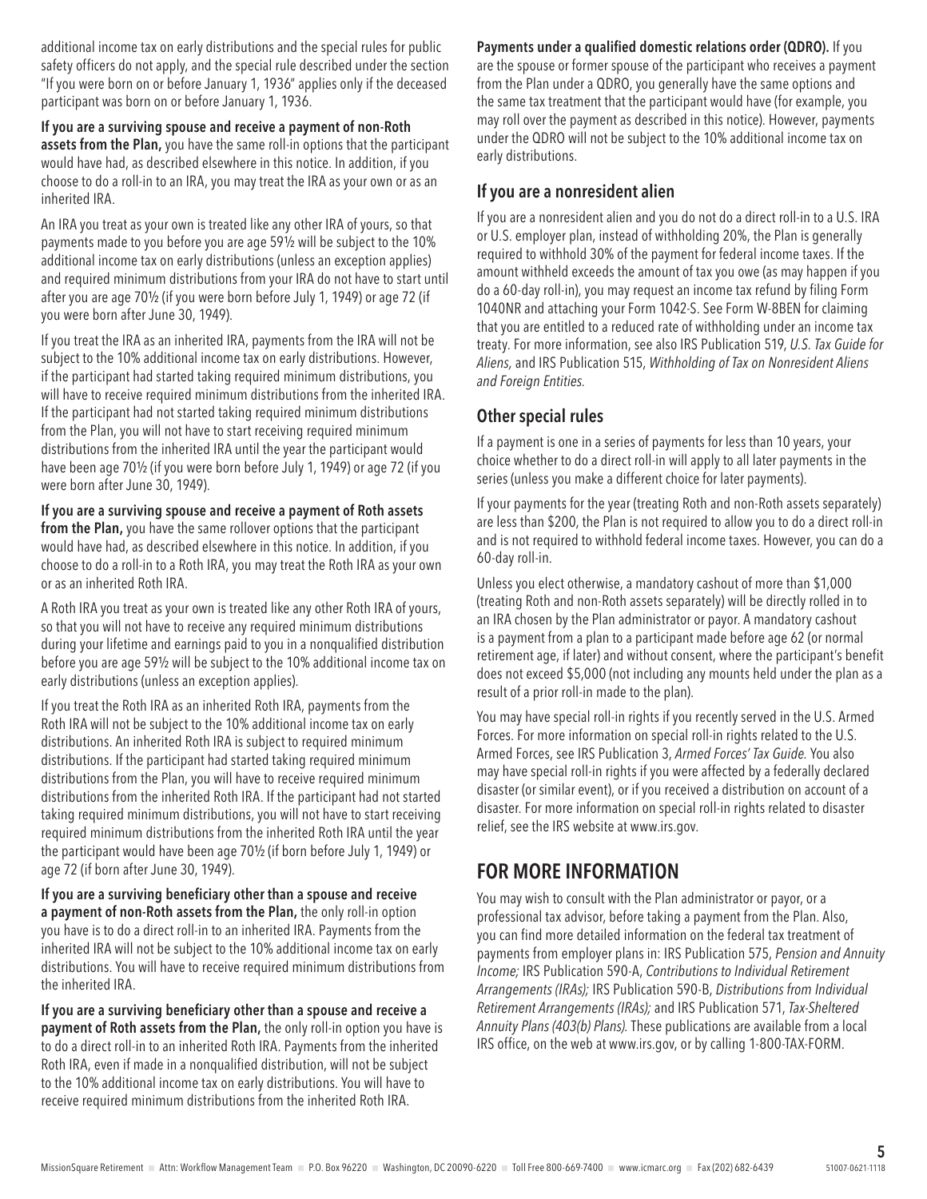additional income tax on early distributions and the special rules for public safety officers do not apply, and the special rule described under the section "If you were born on or before January 1, 1936" applies only if the deceased participant was born on or before January 1, 1936.

**If you are a surviving spouse and receive a payment of non-Roth assets from the Plan,** you have the same roll-in options that the participant would have had, as described elsewhere in this notice. In addition, if you choose to do a roll-in to an IRA, you may treat the IRA as your own or as an inherited IRA.

An IRA you treat as your own is treated like any other IRA of yours, so that payments made to you before you are age 59½ will be subject to the 10% additional income tax on early distributions (unless an exception applies) and required minimum distributions from your IRA do not have to start until after you are age 70½ (if you were born before July 1, 1949) or age 72 (if you were born after June 30, 1949).

If you treat the IRA as an inherited IRA, payments from the IRA will not be subject to the 10% additional income tax on early distributions. However, if the participant had started taking required minimum distributions, you will have to receive required minimum distributions from the inherited IRA. If the participant had not started taking required minimum distributions from the Plan, you will not have to start receiving required minimum distributions from the inherited IRA until the year the participant would have been age 70½ (if you were born before July 1, 1949) or age 72 (if you were born after June 30, 1949).

**If you are a surviving spouse and receive a payment of Roth assets from the Plan,** you have the same rollover options that the participant would have had, as described elsewhere in this notice. In addition, if you choose to do a roll-in to a Roth IRA, you may treat the Roth IRA as your own or as an inherited Roth IRA.

A Roth IRA you treat as your own is treated like any other Roth IRA of yours, so that you will not have to receive any required minimum distributions during your lifetime and earnings paid to you in a nonqualified distribution before you are age 59½ will be subject to the 10% additional income tax on early distributions (unless an exception applies).

If you treat the Roth IRA as an inherited Roth IRA, payments from the Roth IRA will not be subject to the 10% additional income tax on early distributions. An inherited Roth IRA is subject to required minimum distributions. If the participant had started taking required minimum distributions from the Plan, you will have to receive required minimum distributions from the inherited Roth IRA. If the participant had not started taking required minimum distributions, you will not have to start receiving required minimum distributions from the inherited Roth IRA until the year the participant would have been age 70½ (if born before July 1, 1949) or age 72 (if born after June 30, 1949).

**If you are a surviving beneficiary other than a spouse and receive a payment of non-Roth assets from the Plan,** the only roll-in option you have is to do a direct roll-in to an inherited IRA. Payments from the inherited IRA will not be subject to the 10% additional income tax on early distributions. You will have to receive required minimum distributions from the inherited IRA.

**If you are a surviving beneficiary other than a spouse and receive a payment of Roth assets from the Plan,** the only roll-in option you have is to do a direct roll-in to an inherited Roth IRA. Payments from the inherited Roth IRA, even if made in a nonqualified distribution, will not be subject to the 10% additional income tax on early distributions. You will have to receive required minimum distributions from the inherited Roth IRA.

**Payments under a qualified domestic relations order (QDRO).** If you are the spouse or former spouse of the participant who receives a payment from the Plan under a QDRO, you generally have the same options and the same tax treatment that the participant would have (for example, you may roll over the payment as described in this notice). However, payments under the QDRO will not be subject to the 10% additional income tax on early distributions.

### If you are a nonresident alien

If you are a nonresident alien and you do not do a direct roll-in to a U.S. IRA or U.S. employer plan, instead of withholding 20%, the Plan is generally required to withhold 30% of the payment for federal income taxes. If the amount withheld exceeds the amount of tax you owe (as may happen if you do a 60-day roll-in), you may request an income tax refund by filing Form 1040NR and attaching your Form 1042-S. See Form W-8BEN for claiming that you are entitled to a reduced rate of withholding under an income tax treaty. For more information, see also IRS Publication 519, *U.S. Tax Guide for Aliens,* and IRS Publication 515, *Withholding of Tax on Nonresident Aliens and Foreign Entities.*

### Other special rules

If a payment is one in a series of payments for less than 10 years, your choice whether to do a direct roll-in will apply to all later payments in the series (unless you make a different choice for later payments).

If your payments for the year (treating Roth and non-Roth assets separately) are less than $200, the Plan is not required to allow you to do a direct roll-in and is not required to withhold federal income taxes. However, you can do a 60-day roll-in.

Unless you elect otherwise, a mandatory cashout of more than $1,000 (treating Roth and non-Roth assets separately) will be directly rolled in to an IRA chosen by the Plan administrator or payor. A mandatory cashout is a payment from a plan to a participant made before age 62 (or normal retirement age, if later) and without consent, where the participant's benefit does not exceed $5,000 (not including any mounts held under the plan as a result of a prior roll-in made to the plan).

You may have special roll-in rights if you recently served in the U.S. Armed Forces. For more information on special roll-in rights related to the U.S. Armed Forces, see IRS Publication 3, *Armed Forces' Tax Guide.* You also may have special roll-in rights if you were affected by a federally declared disaster (or similar event), or if you received a distribution on account of a disaster. For more information on special roll-in rights related to disaster relief, see the IRS website at www.irs.gov.

## FOR MORE INFORMATION

You may wish to consult with the Plan administrator or payor, or a professional tax advisor, before taking a payment from the Plan. Also, you can find more detailed information on the federal tax treatment of payments from employer plans in: IRS Publication 575, *Pension and Annuity Income;* IRS Publication 590-A, *Contributions to Individual Retirement Arrangements (IRAs);* IRS Publication 590-B, *Distributions from Individual Retirement Arrangements (IRAs);* and IRS Publication 571, *Tax-Sheltered Annuity Plans (403(b) Plans).* These publications are available from a local IRS office, on the web at www.irs.gov, or by calling 1-800-TAX-FORM.

MissionSquare Retirement ■ Attn: Workflow Management Team ■ P.O. Box 96220 ■ Washington, DC 20090-6220 ■ Toll Free 800-669-7400 ■ www.icmarc.org ■ Fax (202) 682-6439 51007-0621-1118